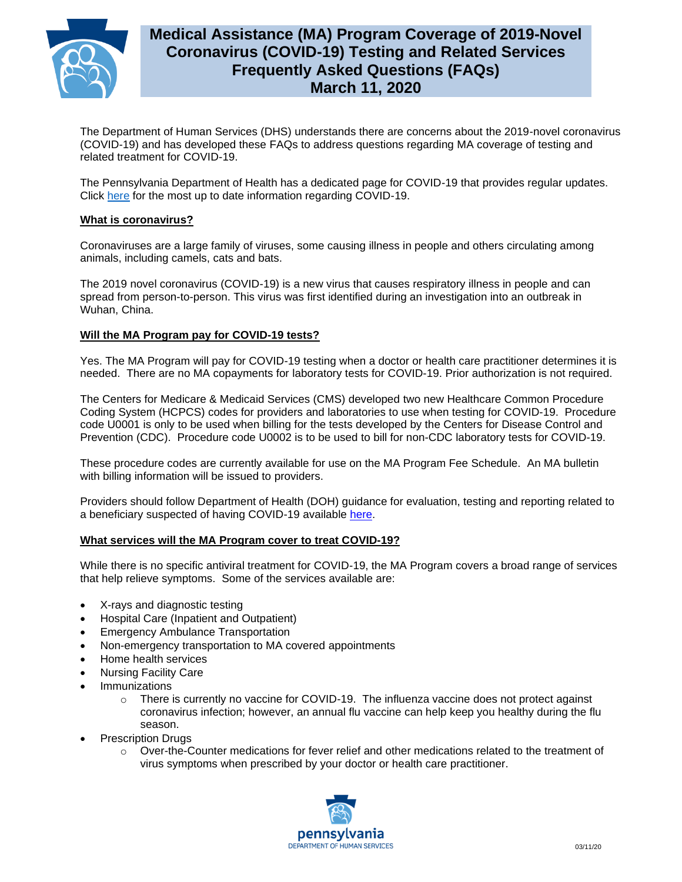# Medical Assistance (MA) Program Coverage of 2019-Novel Coronavirus (COVID-19) Testing and Related Services Frequently Asked Questions (FAQs)
## March 11, 2020

The Department of Human Services (DHS) understands there are concerns about the 2019-novel coronavirus (COVID-19) and has developed these FAQs to address questions regarding MA coverage of testing and related treatment for COVID-19.

The Pennsylvania Department of Health has a dedicated page for COVID-19 that provides regular updates. Click here for the most up to date information regarding COVID-19.

### What is coronavirus?

Coronaviruses are a large family of viruses, some causing illness in people and others circulating among animals, including camels, cats and bats.

The 2019 novel coronavirus (COVID-19) is a new virus that causes respiratory illness in people and can spread from person-to-person. This virus was first identified during an investigation into an outbreak in Wuhan, China.

### Will the MA Program pay for COVID-19 tests?

Yes. The MA Program will pay for COVID-19 testing when a doctor or health care practitioner determines it is needed. There are no MA copayments for laboratory tests for COVID-19. Prior authorization is not required.

The Centers for Medicare & Medicaid Services (CMS) developed two new Healthcare Common Procedure Coding System (HCPCS) codes for providers and laboratories to use when testing for COVID-19. Procedure code U0001 is only to be used when billing for the tests developed by the Centers for Disease Control and Prevention (CDC). Procedure code U0002 is to be used to bill for non-CDC laboratory tests for COVID-19.

These procedure codes are currently available for use on the MA Program Fee Schedule. An MA bulletin with billing information will be issued to providers.

Providers should follow Department of Health (DOH) guidance for evaluation, testing and reporting related to a beneficiary suspected of having COVID-19 available here.

### What services will the MA Program cover to treat COVID-19?

While there is no specific antiviral treatment for COVID-19, the MA Program covers a broad range of services that help relieve symptoms. Some of the services available are:

- X-rays and diagnostic testing
- Hospital Care (Inpatient and Outpatient)
- Emergency Ambulance Transportation
- Non-emergency transportation to MA covered appointments
- Home health services
- Nursing Facility Care
- Immunizations
    - There is currently no vaccine for COVID-19. The influenza vaccine does not protect against coronavirus infection; however, an annual flu vaccine can help keep you healthy during the flu season.
- Prescription Drugs
    - Over-the-Counter medications for fever relief and other medications related to the treatment of virus symptoms when prescribed by your doctor or health care practitioner.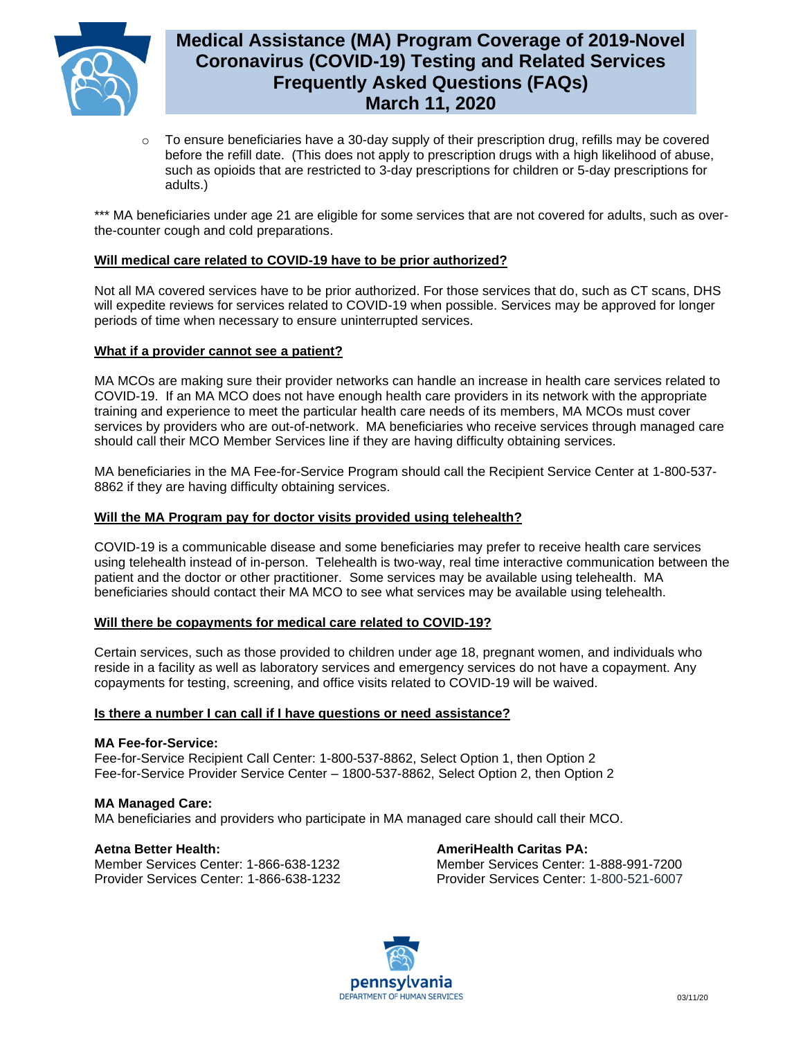- To ensure beneficiaries have a 30-day supply of their prescription drug, refills may be covered before the refill date. (This does not apply to prescription drugs with a high likelihood of abuse, such as opioids that are restricted to 3-day prescriptions for children or 5-day prescriptions for adults.)

*** MA beneficiaries under age 21 are eligible for some services that are not covered for adults, such as over-the-counter cough and cold preparations.

**Will medical care related to COVID-19 have to be prior authorized?**

Not all MA covered services have to be prior authorized. For those services that do, such as CT scans, DHS will expedite reviews for services related to COVID-19 when possible. Services may be approved for longer periods of time when necessary to ensure uninterrupted services.

**What if a provider cannot see a patient?**

MA MCOs are making sure their provider networks can handle an increase in health care services related to COVID-19. If an MA MCO does not have enough health care providers in its network with the appropriate training and experience to meet the particular health care needs of its members, MA MCOs must cover services by providers who are out-of-network. MA beneficiaries who receive services through managed care should call their MCO Member Services line if they are having difficulty obtaining services.

MA beneficiaries in the MA Fee-for-Service Program should call the Recipient Service Center at 1-800-537-8862 if they are having difficulty obtaining services.

**Will the MA Program pay for doctor visits provided using telehealth?**

COVID-19 is a communicable disease and some beneficiaries may prefer to receive health care services using telehealth instead of in-person. Telehealth is two-way, real time interactive communication between the patient and the doctor or other practitioner. Some services may be available using telehealth. MA beneficiaries should contact their MA MCO to see what services may be available using telehealth.

**Will there be copayments for medical care related to COVID-19?**

Certain services, such as those provided to children under age 18, pregnant women, and individuals who reside in a facility as well as laboratory services and emergency services do not have a copayment. Any copayments for testing, screening, and office visits related to COVID-19 will be waived.

**Is there a number I can call if I have questions or need assistance?**

**MA Fee-for-Service:**
Fee-for-Service Recipient Call Center: 1-800-537-8862, Select Option 1, then Option 2
Fee-for-Service Provider Service Center – 1800-537-8862, Select Option 2, then Option 2

**MA Managed Care:**
MA beneficiaries and providers who participate in MA managed care should call their MCO.

**Aetna Better Health:**
Member Services Center: 1-866-638-1232
Provider Services Center: 1-866-638-1232

**AmeriHealth Caritas PA:**
Member Services Center: 1-888-991-7200
Provider Services Center: 1-800-521-6007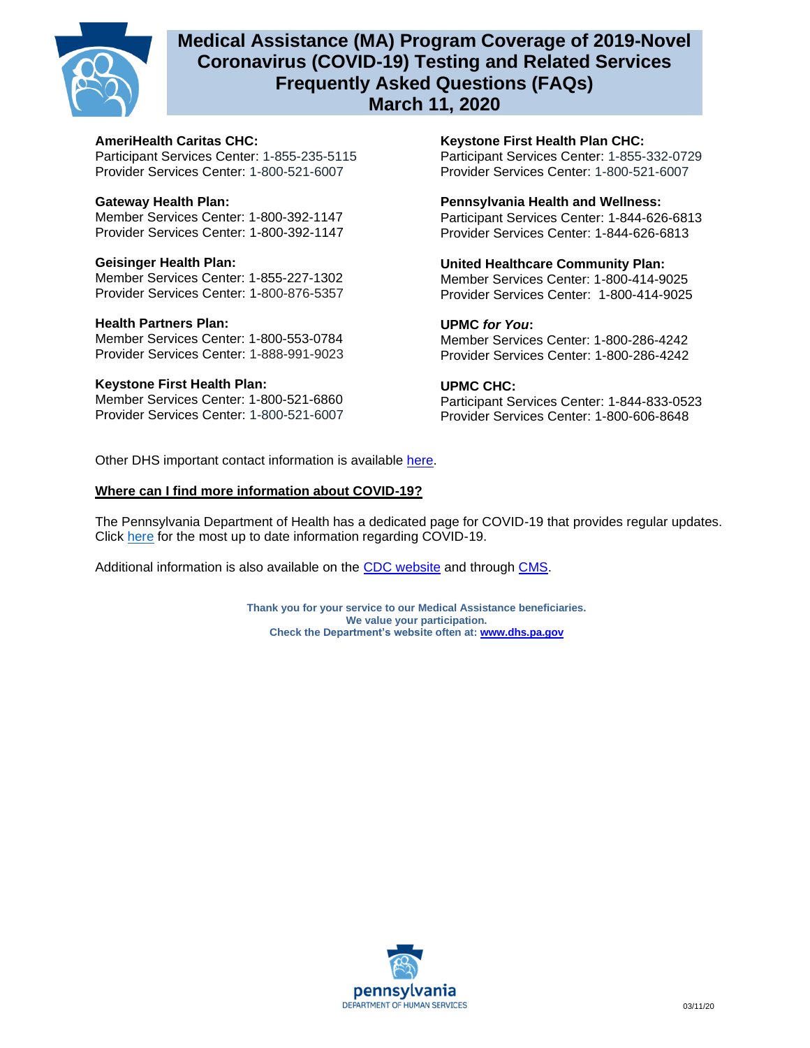# Medical Assistance (MA) Program Coverage of 2019-Novel Coronavirus (COVID-19) Testing and Related Services Frequently Asked Questions (FAQs) March 11, 2020

**AmeriHealth Caritas CHC:**
Participant Services Center: 1-855-235-5115
Provider Services Center: 1-800-521-6007

**Gateway Health Plan:**
Member Services Center: 1-800-392-1147
Provider Services Center: 1-800-392-1147

**Geisinger Health Plan:**
Member Services Center: 1-855-227-1302
Provider Services Center: 1-800-876-5357

**Health Partners Plan:**
Member Services Center: 1-800-553-0784
Provider Services Center: 1-888-991-9023

**Keystone First Health Plan:**
Member Services Center: 1-800-521-6860
Provider Services Center: 1-800-521-6007

**Keystone First Health Plan CHC:**
Participant Services Center: 1-855-332-0729
Provider Services Center: 1-800-521-6007

**Pennsylvania Health and Wellness:**
Participant Services Center: 1-844-626-6813
Provider Services Center: 1-844-626-6813

**United Healthcare Community Plan:**
Member Services Center: 1-800-414-9025
Provider Services Center: 1-800-414-9025

**UPMC *for You*:**
Member Services Center: 1-800-286-4242
Provider Services Center: 1-800-286-4242

**UPMC CHC:**
Participant Services Center: 1-844-833-0523
Provider Services Center: 1-800-606-8648

Other DHS important contact information is available here.

**Where can I find more information about COVID-19?**

The Pennsylvania Department of Health has a dedicated page for COVID-19 that provides regular updates. Click here for the most up to date information regarding COVID-19.

Additional information is also available on the CDC website and through CMS.

**Thank you for your service to our Medical Assistance beneficiaries.**
**We value your participation.**
**Check the Department's website often at: www.dhs.pa.gov**

pennsylvania
DEPARTMENT OF HUMAN SERVICES

03/11/20